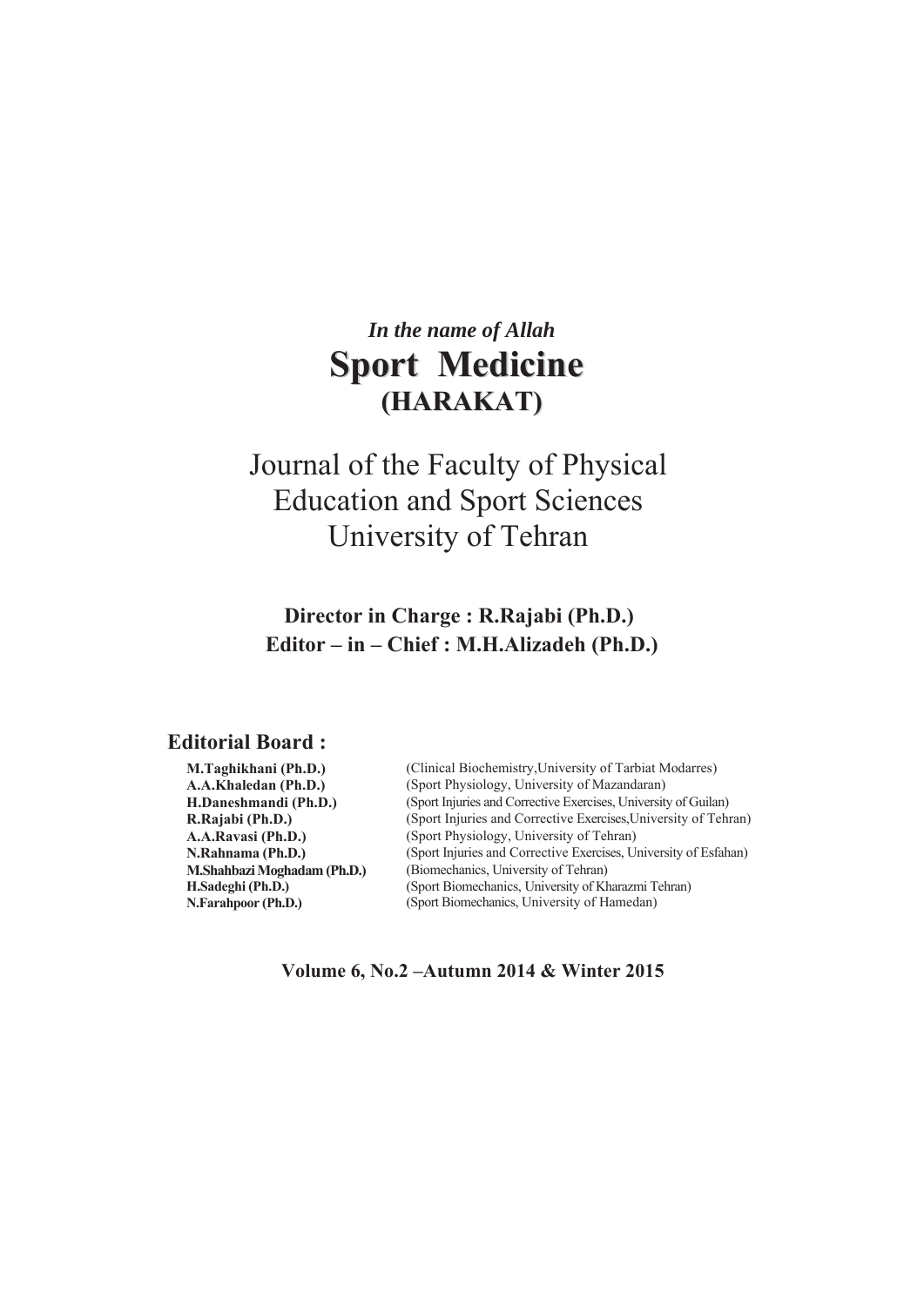*In the name of Allah*

# Sport Medicine

## (HARAKAT)

Journal of the Faculty of Physical Education and Sport Sciences University of Tehran

**Director in Charge : R.Rajabi (Ph.D.)**

**Editor – in – Chief : M.H.Alizadeh (Ph.D.)**

### Editorial Board :

| | |
|---|---|
| **M.Taghikhani (Ph.D.)** | (Clinical Biochemistry,University of Tarbiat Modarres) |
| **A.A.Khaledan (Ph.D.)** | (Sport Physiology, University of Mazandaran) |
| **H.Daneshmandi (Ph.D.)** | (Sport Injuries and Corrective Exercises, University of Guilan) |
| **R.Rajabi (Ph.D.)** | (Sport Injuries and Corrective Exercises,University of Tehran) |
| **A.A.Ravasi (Ph.D.)** | (Sport Physiology, University of Tehran) |
| **N.Rahnama (Ph.D.)** | (Sport Injuries and Corrective Exercises, University of Esfahan) |
| **M.Shahbazi Moghadam (Ph.D.)** | (Biomechanics, University of Tehran) |
| **H.Sadeghi (Ph.D.)** | (Sport Biomechanics, University of Kharazmi Tehran) |
| **N.Farahpoor (Ph.D.)** | (Sport Biomechanics, University of Hamedan) |

**Volume 6, No.2 –Autumn 2014 & Winter 2015**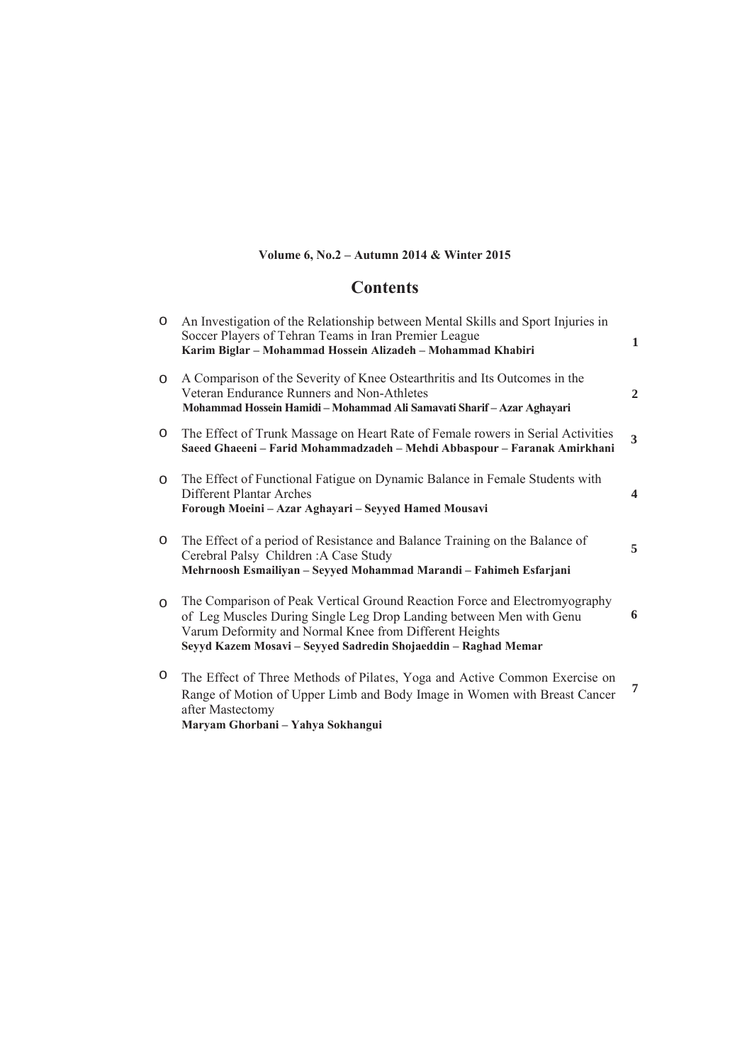**Volume 6, No.2 – Autumn 2014 & Winter 2015**

# Contents

- An Investigation of the Relationship between Mental Skills and Sport Injuries in Soccer Players of Tehran Teams in Iran Premier League — **1**
  **Karim Biglar – Mohammad Hossein Alizadeh – Mohammad Khabiri**

- A Comparison of the Severity of Knee Ostearthritis and Its Outcomes in the Veteran Endurance Runners and Non-Athletes — **2**
  **Mohammad Hossein Hamidi – Mohammad Ali Samavati Sharif – Azar Aghayari**

- The Effect of Trunk Massage on Heart Rate of Female rowers in Serial Activities — **3**
  **Saeed Ghaeeni – Farid Mohammadzadeh – Mehdi Abbaspour – Faranak Amirkhani**

- The Effect of Functional Fatigue on Dynamic Balance in Female Students with Different Plantar Arches — **4**
  **Forough Moeini – Azar Aghayari – Seyyed Hamed Mousavi**

- The Effect of a period of Resistance and Balance Training on the Balance of Cerebral Palsy Children :A Case Study — **5**
  **Mehrnoosh Esmailiyan – Seyyed Mohammad Marandi – Fahimeh Esfarjani**

- The Comparison of Peak Vertical Ground Reaction Force and Electromyography of Leg Muscles During Single Leg Drop Landing between Men with Genu Varum Deformity and Normal Knee from Different Heights — **6**
  **Seyyd Kazem Mosavi – Seyyed Sadredin Shojaeddin – Raghad Memar**

- The Effect of Three Methods of Pilates, Yoga and Active Common Exercise on Range of Motion of Upper Limb and Body Image in Women with Breast Cancer after Mastectomy — **7**
  **Maryam Ghorbani – Yahya Sokhangui**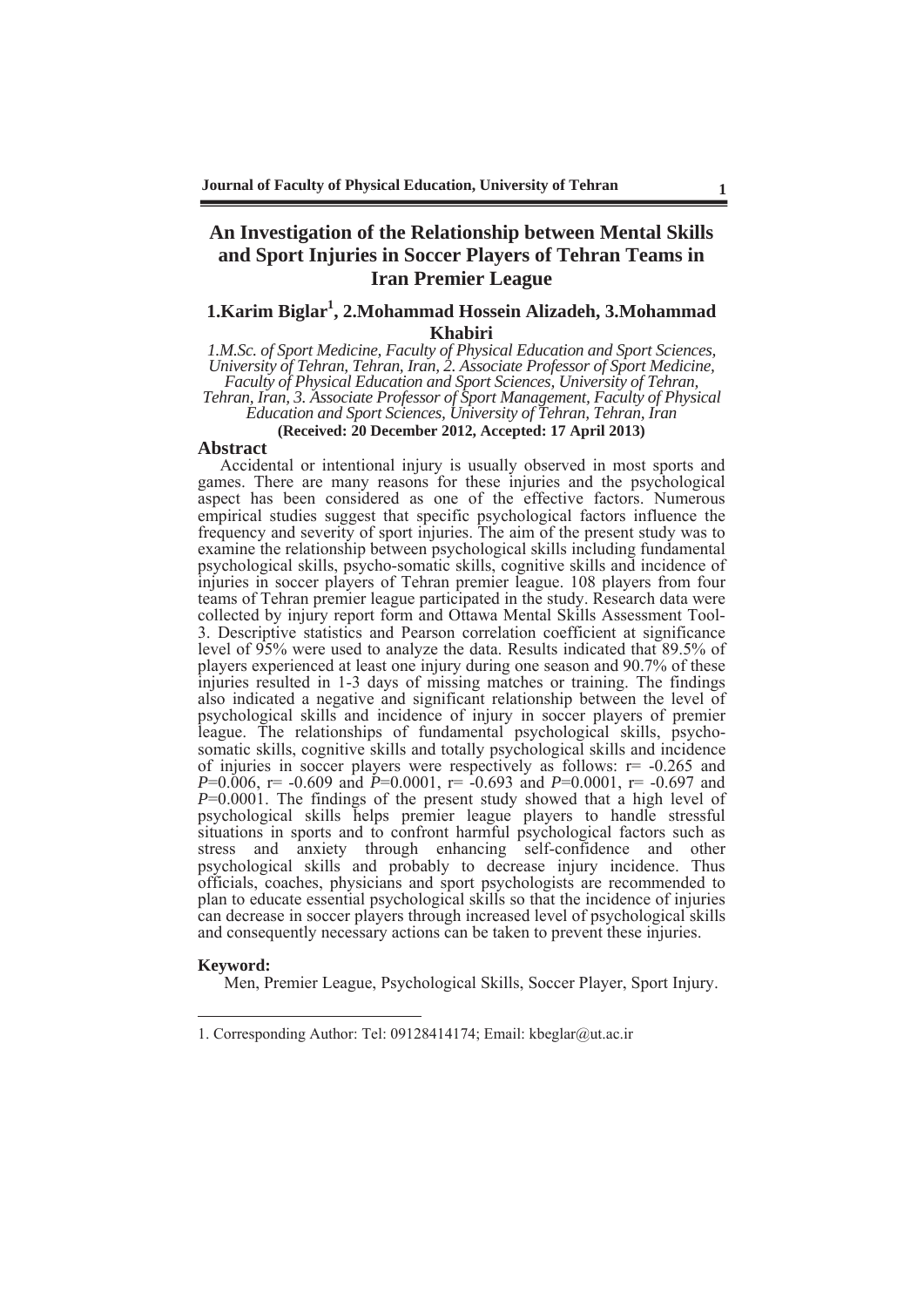# An Investigation of the Relationship between Mental Skills and Sport Injuries in Soccer Players of Tehran Teams in Iran Premier League

**1.Karim Biglar[1], 2.Mohammad Hossein Alizadeh, 3.Mohammad Khabiri**

*1.M.Sc. of Sport Medicine, Faculty of Physical Education and Sport Sciences, University of Tehran, Tehran, Iran, 2. Associate Professor of Sport Medicine, Faculty of Physical Education and Sport Sciences, University of Tehran, Tehran, Iran, 3. Associate Professor of Sport Management, Faculty of Physical Education and Sport Sciences, University of Tehran, Tehran, Iran*

**(Received: 20 December 2012, Accepted: 17 April 2013)**

## Abstract

Accidental or intentional injury is usually observed in most sports and games. There are many reasons for these injuries and the psychological aspect has been considered as one of the effective factors. Numerous empirical studies suggest that specific psychological factors influence the frequency and severity of sport injuries. The aim of the present study was to examine the relationship between psychological skills including fundamental psychological skills, psycho-somatic skills, cognitive skills and incidence of injuries in soccer players of Tehran premier league. 108 players from four teams of Tehran premier league participated in the study. Research data were collected by injury report form and Ottawa Mental Skills Assessment Tool-3. Descriptive statistics and Pearson correlation coefficient at significance level of 95% were used to analyze the data. Results indicated that 89.5% of players experienced at least one injury during one season and 90.7% of these injuries resulted in 1-3 days of missing matches or training. The findings also indicated a negative and significant relationship between the level of psychological skills and incidence of injury in soccer players of premier league. The relationships of fundamental psychological skills, psycho-somatic skills, cognitive skills and totally psychological skills and incidence of injuries in soccer players were respectively as follows: $r = -0.265$ and $P=0.006$, $r = -0.609$ and $P=0.0001$, $r = -0.693$ and $P=0.0001$, $r = -0.697$ and $P=0.0001$. The findings of the present study showed that a high level of psychological skills helps premier league players to handle stressful situations in sports and to confront harmful psychological factors such as stress and anxiety through enhancing self-confidence and other psychological skills and probably to decrease injury incidence. Thus officials, coaches, physicians and sport psychologists are recommended to plan to educate essential psychological skills so that the incidence of injuries can decrease in soccer players through increased level of psychological skills and consequently necessary actions can be taken to prevent these injuries.

**Keyword:**

Men, Premier League, Psychological Skills, Soccer Player, Sport Injury.

---

1. Corresponding Author: Tel: 09128414174; Email: kbeglar@ut.ac.ir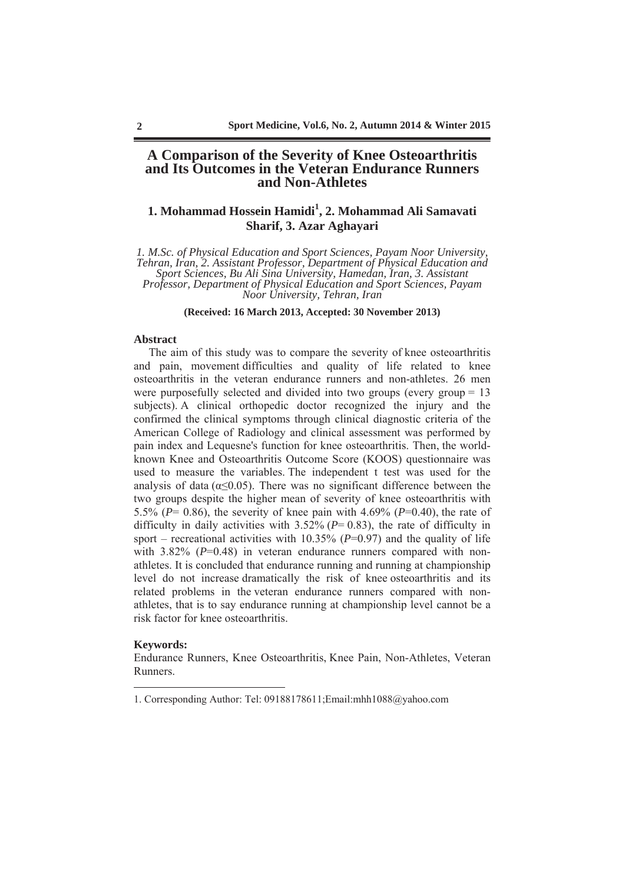# A Comparison of the Severity of Knee Osteoarthritis and Its Outcomes in the Veteran Endurance Runners and Non-Athletes

**1. Mohammad Hossein Hamidi[1], 2. Mohammad Ali Samavati Sharif, 3. Azar Aghayari**

*1. M.Sc. of Physical Education and Sport Sciences, Payam Noor University, Tehran, Iran, 2. Assistant Professor, Department of Physical Education and Sport Sciences, Bu Ali Sina University, Hamedan, Iran, 3. Assistant Professor, Department of Physical Education and Sport Sciences, Payam Noor University, Tehran, Iran*

**(Received: 16 March 2013, Accepted: 30 November 2013)**

### Abstract

The aim of this study was to compare the severity of knee osteoarthritis and pain, movement difficulties and quality of life related to knee osteoarthritis in the veteran endurance runners and non-athletes. 26 men were purposefully selected and divided into two groups (every group = 13 subjects). A clinical orthopedic doctor recognized the injury and the confirmed the clinical symptoms through clinical diagnostic criteria of the American College of Radiology and clinical assessment was performed by pain index and Lequesne's function for knee osteoarthritis. Then, the world-known Knee and Osteoarthritis Outcome Score (KOOS) questionnaire was used to measure the variables. The independent t test was used for the analysis of data ($\alpha \leq 0.05$). There was no significant difference between the two groups despite the higher mean of severity of knee osteoarthritis with 5.5% ($P = 0.86$), the severity of knee pain with 4.69% ($P = 0.40$), the rate of difficulty in daily activities with 3.52% ($P = 0.83$), the rate of difficulty in sport – recreational activities with 10.35% ($P = 0.97$) and the quality of life with 3.82% ($P = 0.48$) in veteran endurance runners compared with non-athletes. It is concluded that endurance running and running at championship level do not increase dramatically the risk of knee osteoarthritis and its related problems in the veteran endurance runners compared with non-athletes, that is to say endurance running at championship level cannot be a risk factor for knee osteoarthritis.

### Keywords:

Endurance Runners, Knee Osteoarthritis, Knee Pain, Non-Athletes, Veteran Runners.

---

1. Corresponding Author: Tel: 09188178611;Email:mhh1088@yahoo.com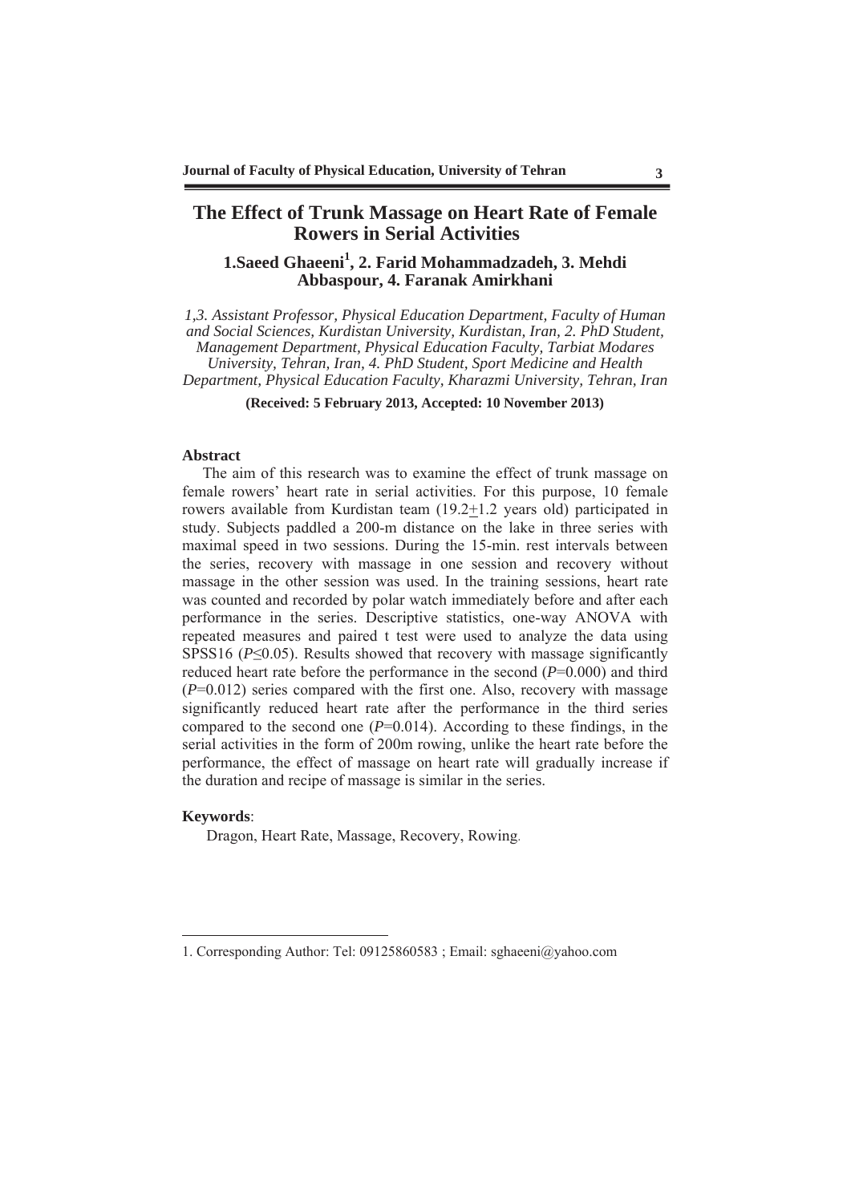# The Effect of Trunk Massage on Heart Rate of Female Rowers in Serial Activities

**1.Saeed Ghaeeni[1], 2. Farid Mohammadzadeh, 3. Mehdi Abbaspour, 4. Faranak Amirkhani**

*1,3. Assistant Professor, Physical Education Department, Faculty of Human and Social Sciences, Kurdistan University, Kurdistan, Iran, 2. PhD Student, Management Department, Physical Education Faculty, Tarbiat Modares University, Tehran, Iran, 4. PhD Student, Sport Medicine and Health Department, Physical Education Faculty, Kharazmi University, Tehran, Iran*

**(Received: 5 February 2013, Accepted: 10 November 2013)**

## Abstract

The aim of this research was to examine the effect of trunk massage on female rowers' heart rate in serial activities. For this purpose, 10 female rowers available from Kurdistan team (19.2±1.2 years old) participated in study. Subjects paddled a 200-m distance on the lake in three series with maximal speed in two sessions. During the 15-min. rest intervals between the series, recovery with massage in one session and recovery without massage in the other session was used. In the training sessions, heart rate was counted and recorded by polar watch immediately before and after each performance in the series. Descriptive statistics, one-way ANOVA with repeated measures and paired t test were used to analyze the data using SPSS16 ($P \leq 0.05$). Results showed that recovery with massage significantly reduced heart rate before the performance in the second ($P$=0.000) and third ($P$=0.012) series compared with the first one. Also, recovery with massage significantly reduced heart rate after the performance in the third series compared to the second one ($P$=0.014). According to these findings, in the serial activities in the form of 200m rowing, unlike the heart rate before the performance, the effect of massage on heart rate will gradually increase if the duration and recipe of massage is similar in the series.

**Keywords**:

Dragon, Heart Rate, Massage, Recovery, Rowing.

---

1. Corresponding Author: Tel: 09125860583 ; Email: sghaeeni@yahoo.com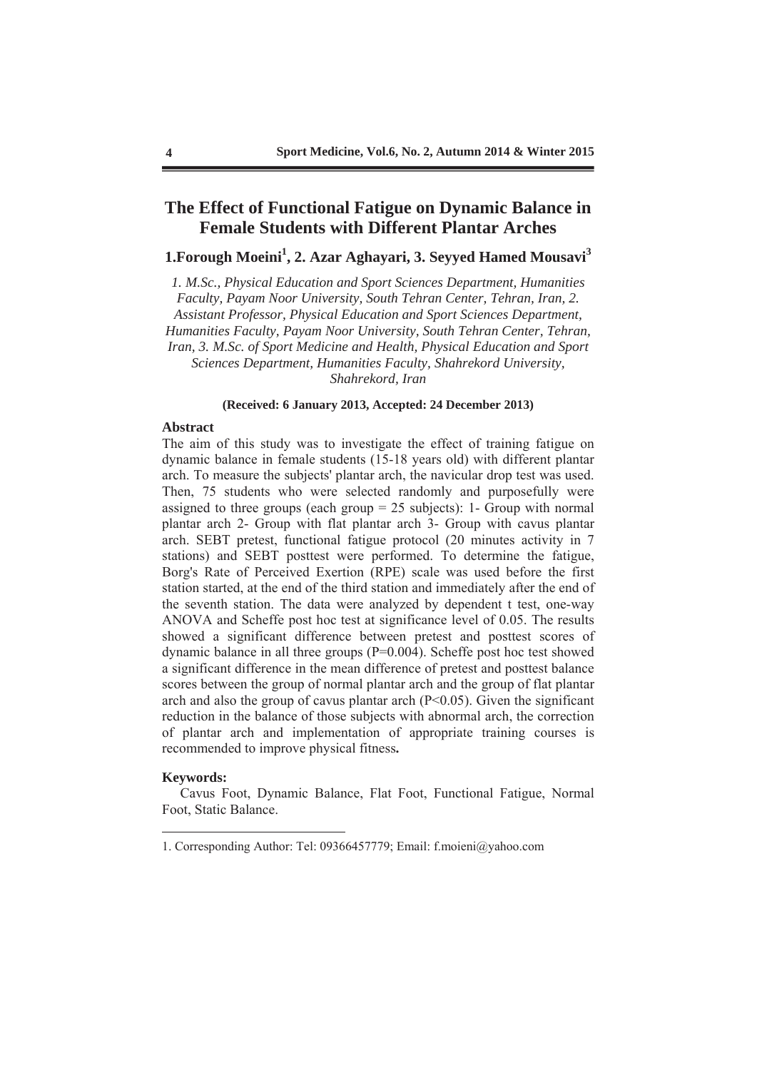# The Effect of Functional Fatigue on Dynamic Balance in Female Students with Different Plantar Arches

**1.Forough Moeini[1], 2. Azar Aghayari, 3. Seyyed Hamed Mousavi[3]**

*1. M.Sc., Physical Education and Sport Sciences Department, Humanities Faculty, Payam Noor University, South Tehran Center, Tehran, Iran, 2. Assistant Professor, Physical Education and Sport Sciences Department, Humanities Faculty, Payam Noor University, South Tehran Center, Tehran, Iran, 3. M.Sc. of Sport Medicine and Health, Physical Education and Sport Sciences Department, Humanities Faculty, Shahrekord University, Shahrekord, Iran*

**(Received: 6 January 2013, Accepted: 24 December 2013)**

### Abstract

The aim of this study was to investigate the effect of training fatigue on dynamic balance in female students (15-18 years old) with different plantar arch. To measure the subjects' plantar arch, the navicular drop test was used. Then, 75 students who were selected randomly and purposefully were assigned to three groups (each group = 25 subjects): 1- Group with normal plantar arch 2- Group with flat plantar arch 3- Group with cavus plantar arch. SEBT pretest, functional fatigue protocol (20 minutes activity in 7 stations) and SEBT posttest were performed. To determine the fatigue, Borg's Rate of Perceived Exertion (RPE) scale was used before the first station started, at the end of the third station and immediately after the end of the seventh station. The data were analyzed by dependent t test, one-way ANOVA and Scheffe post hoc test at significance level of 0.05. The results showed a significant difference between pretest and posttest scores of dynamic balance in all three groups ($P=0.004$). Scheffe post hoc test showed a significant difference in the mean difference of pretest and posttest balance scores between the group of normal plantar arch and the group of flat plantar arch and also the group of cavus plantar arch ($P<0.05$). Given the significant reduction in the balance of those subjects with abnormal arch, the correction of plantar arch and implementation of appropriate training courses is recommended to improve physical fitness**.**

### Keywords:

Cavus Foot, Dynamic Balance, Flat Foot, Functional Fatigue, Normal Foot, Static Balance.

---

1. Corresponding Author: Tel: 09366457779; Email: f.moieni@yahoo.com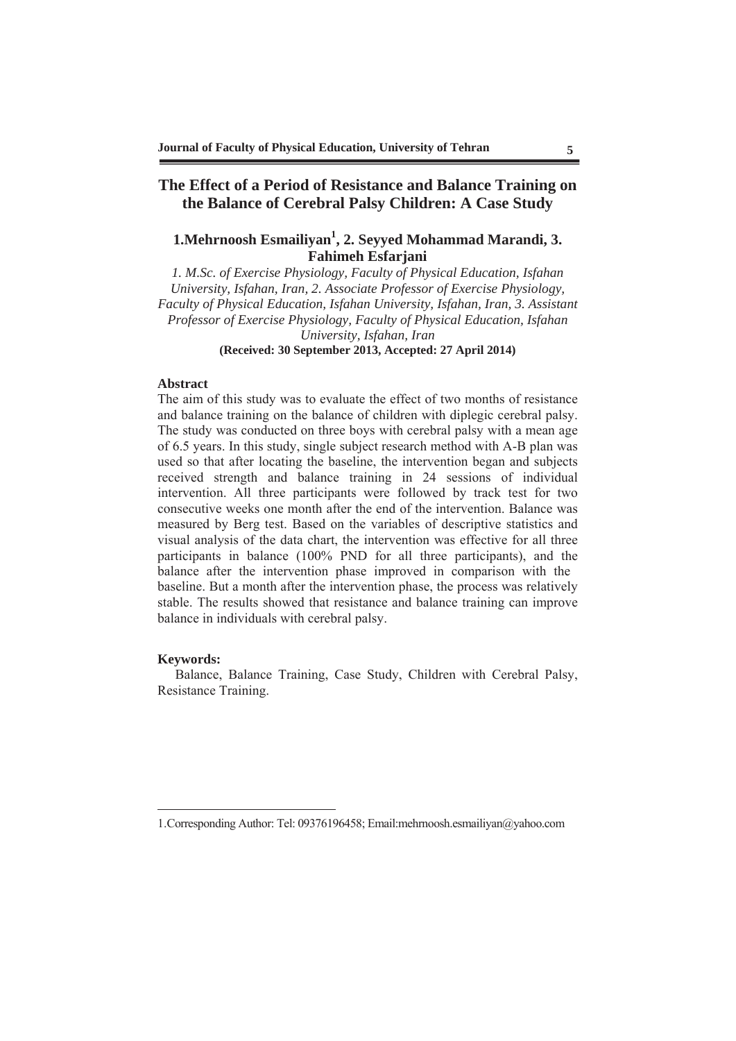# The Effect of a Period of Resistance and Balance Training on the Balance of Cerebral Palsy Children: A Case Study

## 1.Mehrnoosh Esmailiyan[1], 2. Seyyed Mohammad Marandi, 3. Fahimeh Esfarjani

*1. M.Sc. of Exercise Physiology, Faculty of Physical Education, Isfahan University, Isfahan, Iran, 2. Associate Professor of Exercise Physiology, Faculty of Physical Education, Isfahan University, Isfahan, Iran, 3. Assistant Professor of Exercise Physiology, Faculty of Physical Education, Isfahan University, Isfahan, Iran*

**(Received: 30 September 2013, Accepted: 27 April 2014)**

### Abstract

The aim of this study was to evaluate the effect of two months of resistance and balance training on the balance of children with diplegic cerebral palsy. The study was conducted on three boys with cerebral palsy with a mean age of 6.5 years. In this study, single subject research method with A-B plan was used so that after locating the baseline, the intervention began and subjects received strength and balance training in 24 sessions of individual intervention. All three participants were followed by track test for two consecutive weeks one month after the end of the intervention. Balance was measured by Berg test. Based on the variables of descriptive statistics and visual analysis of the data chart, the intervention was effective for all three participants in balance (100% PND for all three participants), and the balance after the intervention phase improved in comparison with the baseline. But a month after the intervention phase, the process was relatively stable. The results showed that resistance and balance training can improve balance in individuals with cerebral palsy.

### Keywords:

Balance, Balance Training, Case Study, Children with Cerebral Palsy, Resistance Training.

---

1.Corresponding Author: Tel: 09376196458; Email:mehrnoosh.esmailiyan@yahoo.com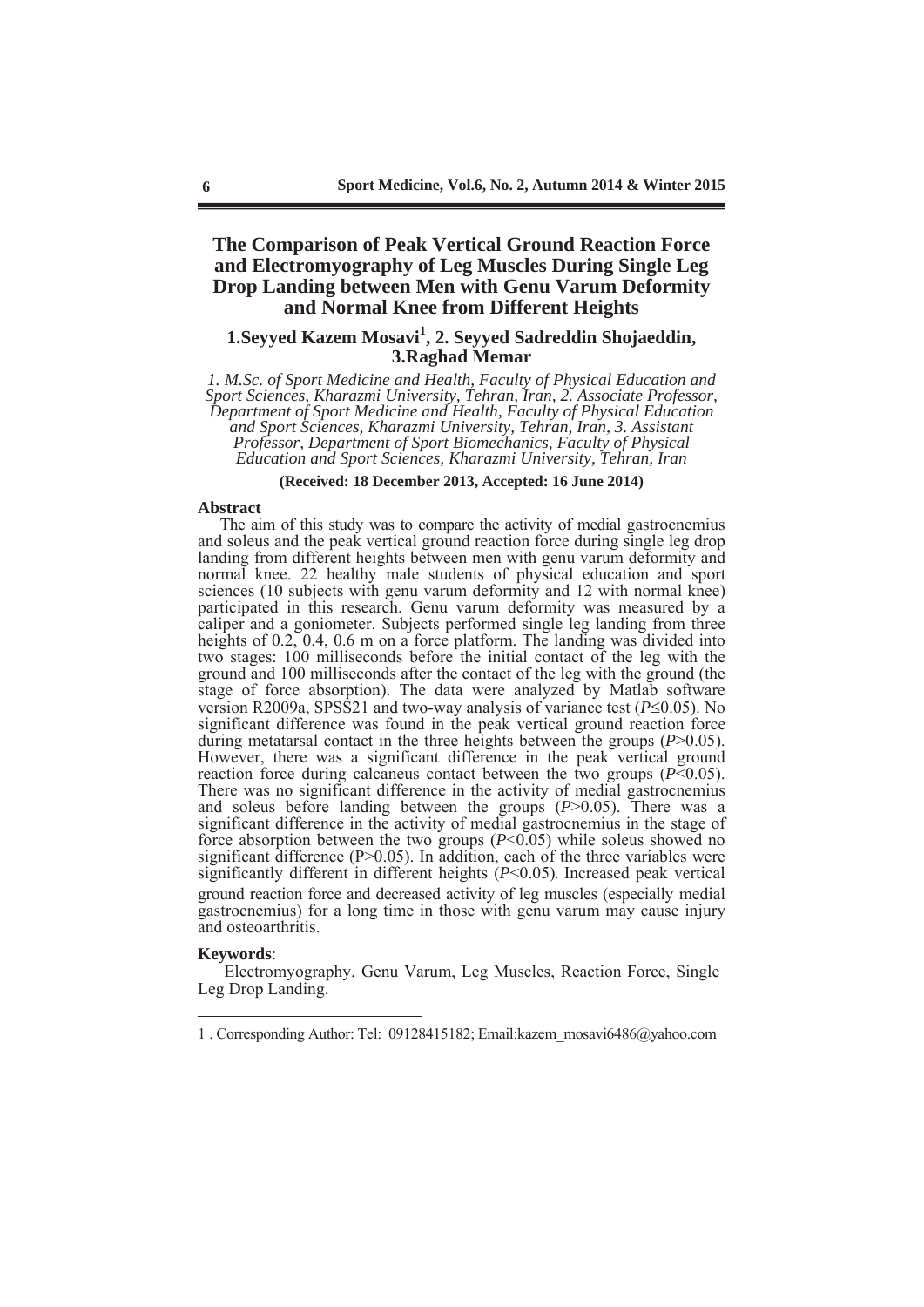# The Comparison of Peak Vertical Ground Reaction Force and Electromyography of Leg Muscles During Single Leg Drop Landing between Men with Genu Varum Deformity and Normal Knee from Different Heights

**1.Seyyed Kazem Mosavi[1], 2. Seyyed Sadreddin Shojaeddin, 3.Raghad Memar**

*1. M.Sc. of Sport Medicine and Health, Faculty of Physical Education and Sport Sciences, Kharazmi University, Tehran, Iran, 2. Associate Professor, Department of Sport Medicine and Health, Faculty of Physical Education and Sport Sciences, Kharazmi University, Tehran, Iran, 3. Assistant Professor, Department of Sport Biomechanics, Faculty of Physical Education and Sport Sciences, Kharazmi University, Tehran, Iran*

**(Received: 18 December 2013, Accepted: 16 June 2014)**

## Abstract

The aim of this study was to compare the activity of medial gastrocnemius and soleus and the peak vertical ground reaction force during single leg drop landing from different heights between men with genu varum deformity and normal knee. 22 healthy male students of physical education and sport sciences (10 subjects with genu varum deformity and 12 with normal knee) participated in this research. Genu varum deformity was measured by a caliper and a goniometer. Subjects performed single leg landing from three heights of 0.2, 0.4, 0.6 m on a force platform. The landing was divided into two stages: 100 milliseconds before the initial contact of the leg with the ground and 100 milliseconds after the contact of the leg with the ground (the stage of force absorption). The data were analyzed by Matlab software version R2009a, SPSS21 and two-way analysis of variance test ($P \leq 0.05$). No significant difference was found in the peak vertical ground reaction force during metatarsal contact in the three heights between the groups ($P > 0.05$). However, there was a significant difference in the peak vertical ground reaction force during calcaneus contact between the two groups ($P < 0.05$). There was no significant difference in the activity of medial gastrocnemius and soleus before landing between the groups ($P > 0.05$). There was a significant difference in the activity of medial gastrocnemius in the stage of force absorption between the two groups ($P < 0.05$) while soleus showed no significant difference ($P > 0.05$). In addition, each of the three variables were significantly different in different heights ($P < 0.05$). Increased peak vertical ground reaction force and decreased activity of leg muscles (especially medial gastrocnemius) for a long time in those with genu varum may cause injury and osteoarthritis.

**Keywords**:

Electromyography, Genu Varum, Leg Muscles, Reaction Force, Single Leg Drop Landing.

---

1 . Corresponding Author: Tel: 09128415182; Email:kazem_mosavi6486@yahoo.com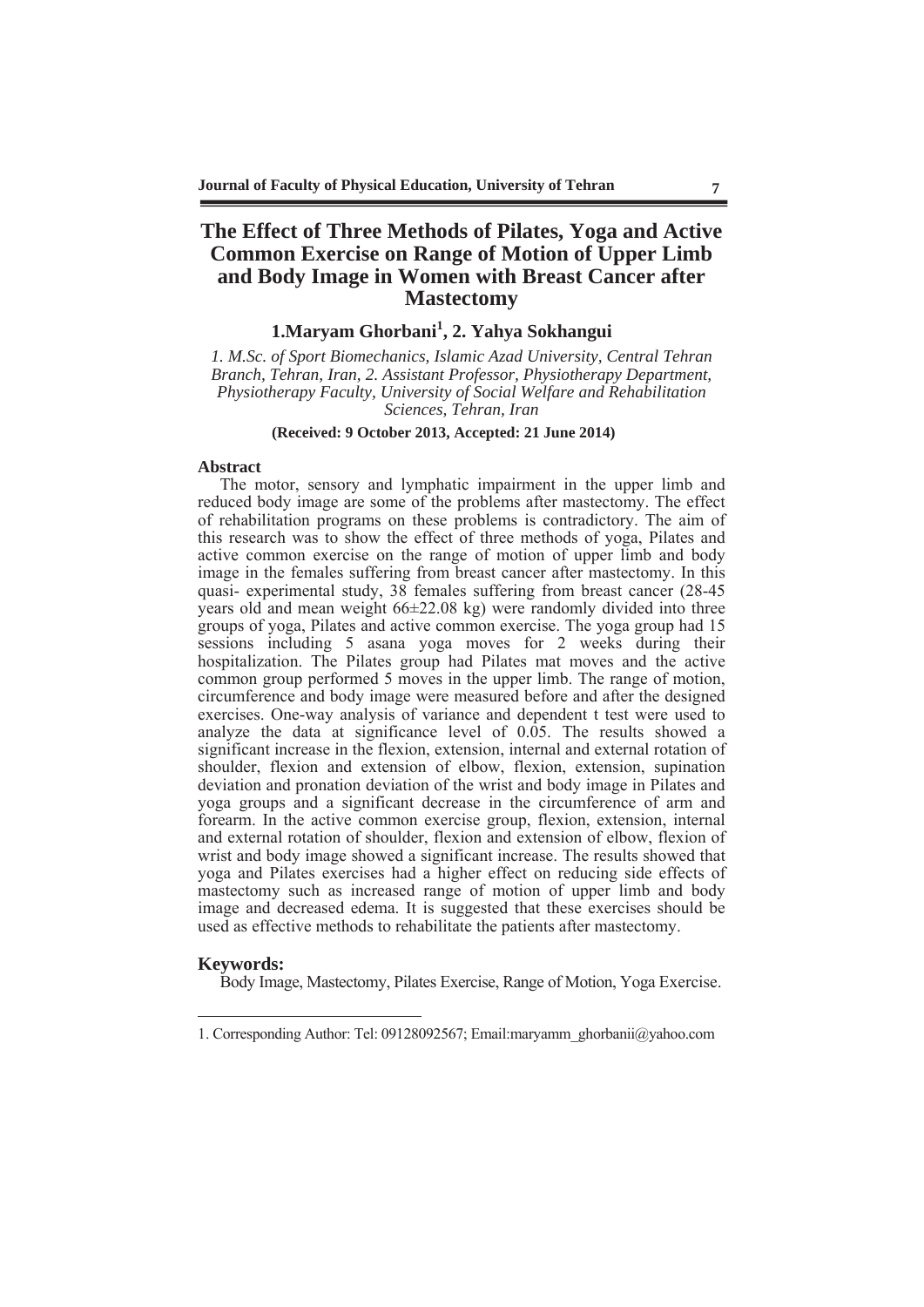# The Effect of Three Methods of Pilates, Yoga and Active Common Exercise on Range of Motion of Upper Limb and Body Image in Women with Breast Cancer after Mastectomy

**1.Maryam Ghorbani[1], 2. Yahya Sokhangui**

*1. M.Sc. of Sport Biomechanics, Islamic Azad University, Central Tehran Branch, Tehran, Iran, 2. Assistant Professor, Physiotherapy Department, Physiotherapy Faculty, University of Social Welfare and Rehabilitation Sciences, Tehran, Iran*

**(Received: 9 October 2013, Accepted: 21 June 2014)**

## Abstract

The motor, sensory and lymphatic impairment in the upper limb and reduced body image are some of the problems after mastectomy. The effect of rehabilitation programs on these problems is contradictory. The aim of this research was to show the effect of three methods of yoga, Pilates and active common exercise on the range of motion of upper limb and body image in the females suffering from breast cancer after mastectomy. In this quasi- experimental study, 38 females suffering from breast cancer (28-45 years old and mean weight 66±22.08 kg) were randomly divided into three groups of yoga, Pilates and active common exercise. The yoga group had 15 sessions including 5 asana yoga moves for 2 weeks during their hospitalization. The Pilates group had Pilates mat moves and the active common group performed 5 moves in the upper limb. The range of motion, circumference and body image were measured before and after the designed exercises. One-way analysis of variance and dependent t test were used to analyze the data at significance level of 0.05. The results showed a significant increase in the flexion, extension, internal and external rotation of shoulder, flexion and extension of elbow, flexion, extension, supination deviation and pronation deviation of the wrist and body image in Pilates and yoga groups and a significant decrease in the circumference of arm and forearm. In the active common exercise group, flexion, extension, internal and external rotation of shoulder, flexion and extension of elbow, flexion of wrist and body image showed a significant increase. The results showed that yoga and Pilates exercises had a higher effect on reducing side effects of mastectomy such as increased range of motion of upper limb and body image and decreased edema. It is suggested that these exercises should be used as effective methods to rehabilitate the patients after mastectomy.

## Keywords:

Body Image, Mastectomy, Pilates Exercise, Range of Motion, Yoga Exercise.

---

1. Corresponding Author: Tel: 09128092567; Email:maryamm_ghorbanii@yahoo.com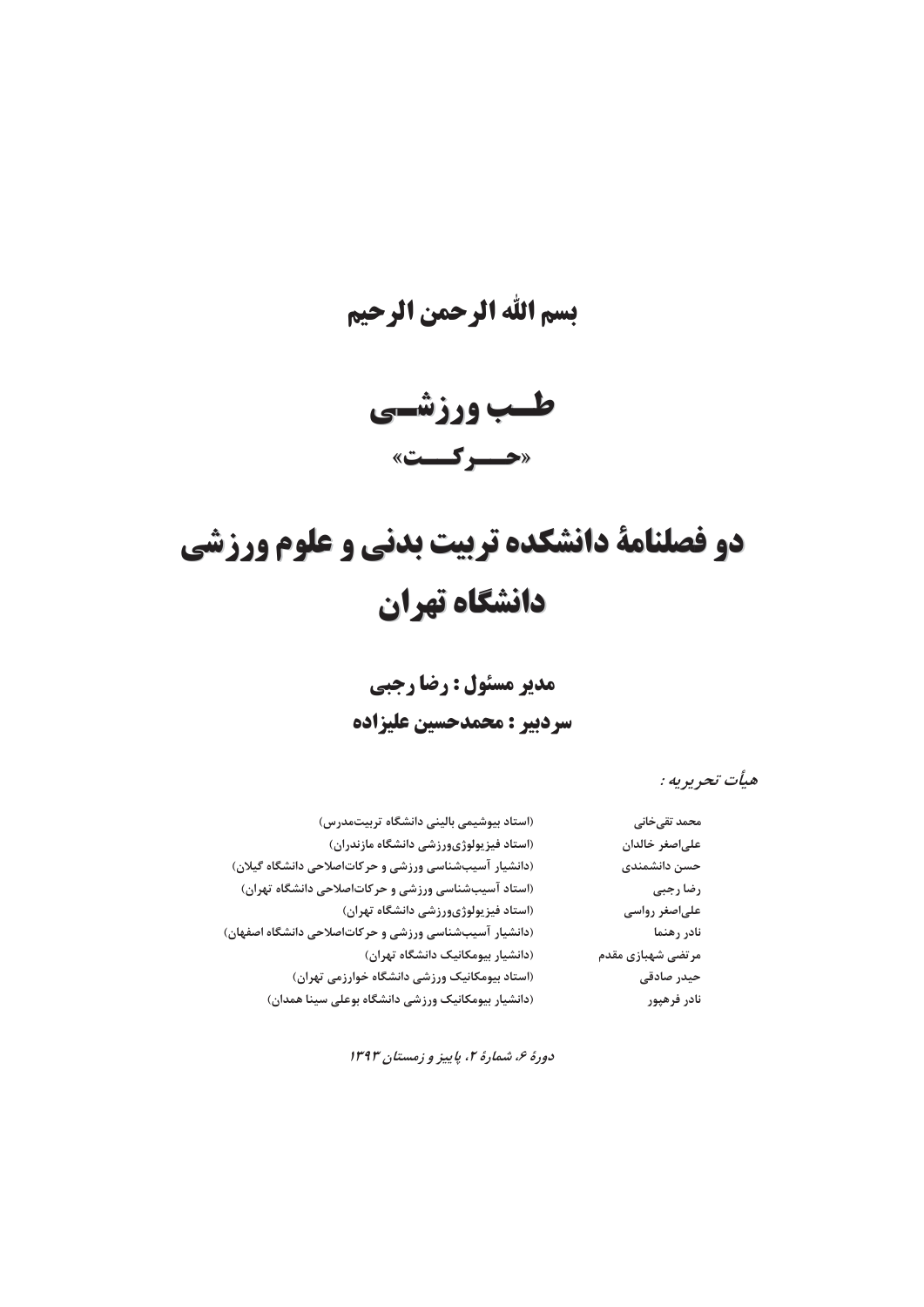# بسم الله الرحمن الرحیم

# طـــب ورزشـــی

## «حـــــرکـــــت»

# دو فصلنامۀ دانشکده تربیت بدنی و علوم ورزشی دانشگاه تهران

## مدیر مسئول : رضا رجبی

## سردبیر : محمدحسین علیزاده

*هیأت تحریریه :*

| | |
|---|---|
| محمد تقی‌خانی | (استاد بیوشیمی بالینی دانشگاه تربیت‌مدرس) |
| علی‌اصغر خالدان | (استاد فیزیولوژی‌ورزشی دانشگاه مازندران) |
| حسن دانشمندی | (دانشیار آسیب‌شناسی ورزشی و حرکات‌اصلاحی دانشگاه گیلان) |
| رضا رجبی | (استاد آسیب‌شناسی ورزشی و حرکات‌اصلاحی دانشگاه تهران) |
| علی‌اصغر رواسی | (استاد فیزیولوژی‌ورزشی دانشگاه تهران) |
| نادر رهنما | (دانشیار آسیب‌شناسی ورزشی و حرکات‌اصلاحی دانشگاه اصفهان) |
| مرتضی شهبازی مقدم | (دانشیار بیومکانیک دانشگاه تهران) |
| حیدر صادقی | (استاد بیومکانیک ورزشی دانشگاه خوارزمی تهران) |
| نادر فرهپور | (دانشیار بیومکانیک ورزشی دانشگاه بوعلی سینا همدان) |

*دورۀ ۶، شمارۀ ۲، پاییز و زمستان ۱۳۹۳*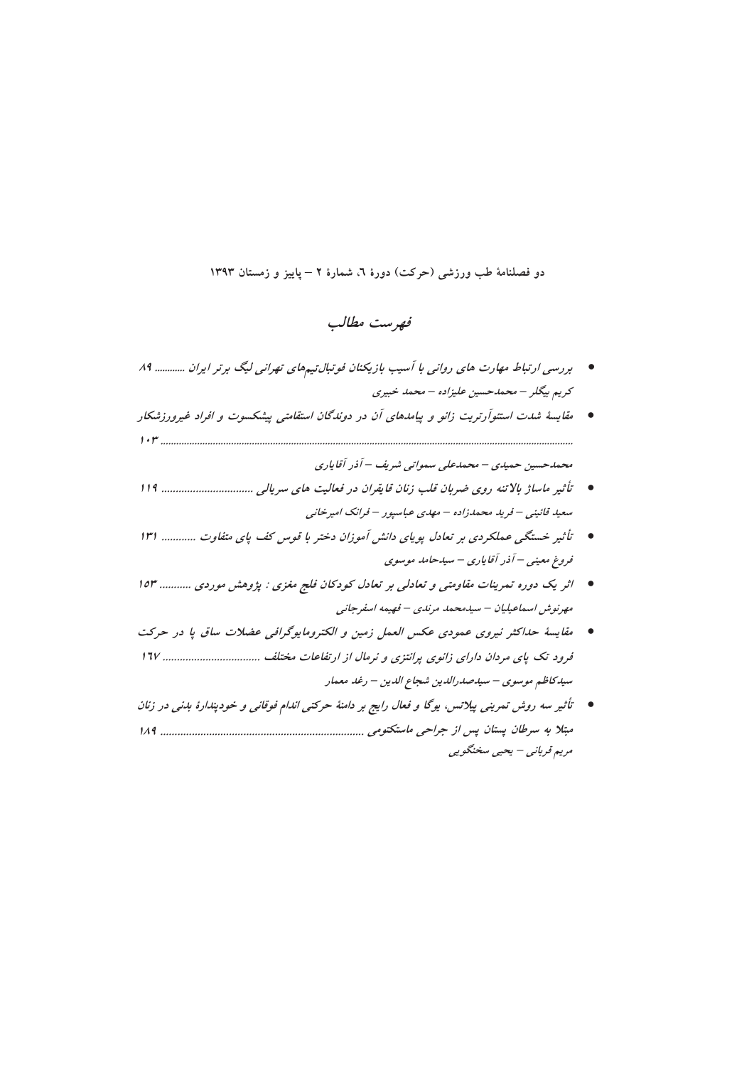دو فصلنامۀ طب ورزشی (حرکت) دورۀ ٦، شمارۀ ٢ – پاییز و زمستان ١٣٩٣

# فهرست مطالب

- *بررسی ارتباط مهارت های روانی با آسیب بازیکنان فوتبال‌تیم‌های تهرانی لیگ برتر ایران ............ ۸۹*
  *کریم بیگلر – محمدحسین علیزاده – محمد خبیری*
- *مقایسۀ شدت استئوآرتریت زانو و پیامدهای آن در دوندگان استقامتی پیشکسوت و افراد غیرورزشکار ............ ۱۰۳*
  *محمدحسین حمیدی – محمدعلی سمواتی شریف – آذر آقایاری*
- *تأثیر ماساژ بالاتنه روی ضربان قلب زنان قایقران در فعالیت های سریالی ................................ ۱۱۹*
  *سعید قائینی – فرید محمدزاده – مهدی عباسپور – فرانک امیرخانی*
- *تأثیر خستگی عملکردی بر تعادل پویای دانش آموزان دختر با قوس کف پای متفاوت ............ ۱۳۱*
  *فروغ معینی – آذر آقایاری – سیدحامد موسوی*
- *اثر یک دوره تمرینات مقاومتی و تعادلی بر تعادل کودکان فلج مغزی : پژوهش موردی ........... ۱۵۳*
  *مهرنوش اسماعیلیان – سیدمحمد مرندی – فهیمه اسفرجانی*
- *مقایسۀ حداکثر نیروی عمودی عکس العمل زمین و الکترومایوگرافی عضلات ساق پا در حرکت فرود تک پای مردان دارای زانوی پرانتزی و نرمال از ارتفاعات مختلف ................................ ۱٦۷*
  *سیدکاظم موسوی – سیدصدرالدین شجاع الدین – رغد معمار*
- *تأثیر سه روش تمرینی پیلاتس، یوگا و فعال رایج بر دامنۀ حرکتی اندام فوقانی و خودپندارۀ بدنی در زنان مبتلا به سرطان پستان پس از جراحی ماستکتومی ...................................................................... ۱۸۹*
  *مریم قربانی – یحیی سخنگویی*